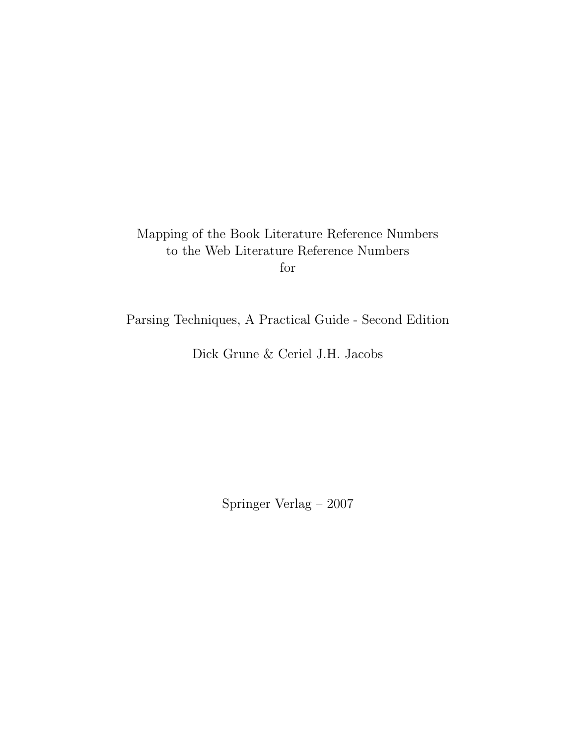# Mapping of the Book Literature Reference Numbers to the Web Literature Reference Numbers for

## Parsing Techniques, A Practical Guide - Second Edition

Dick Grune & Ceriel J.H. Jacobs

Springer Verlag – 2007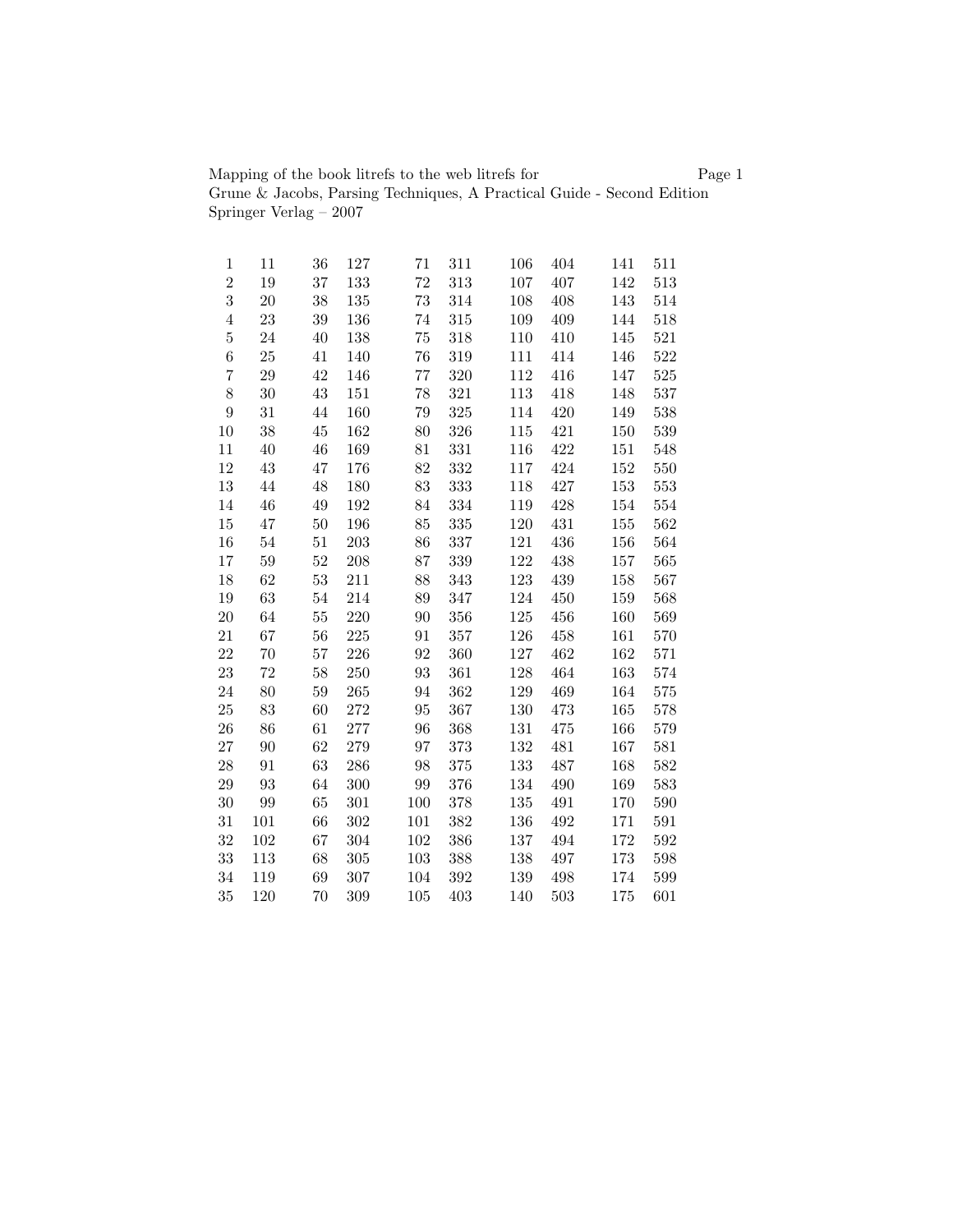Mapping of the book litrefs to the web litrefs for
Grune & Jacobs, Parsing Techniques, A Practical Guide - Second Edition
Springer Verlag – 2007

| | | | | | | | | | |
|---|---|---|---|---|---|---|---|---|---|
| 1 | 11 | 36 | 127 | 71 | 311 | 106 | 404 | 141 | 511 |
| 2 | 19 | 37 | 133 | 72 | 313 | 107 | 407 | 142 | 513 |
| 3 | 20 | 38 | 135 | 73 | 314 | 108 | 408 | 143 | 514 |
| 4 | 23 | 39 | 136 | 74 | 315 | 109 | 409 | 144 | 518 |
| 5 | 24 | 40 | 138 | 75 | 318 | 110 | 410 | 145 | 521 |
| 6 | 25 | 41 | 140 | 76 | 319 | 111 | 414 | 146 | 522 |
| 7 | 29 | 42 | 146 | 77 | 320 | 112 | 416 | 147 | 525 |
| 8 | 30 | 43 | 151 | 78 | 321 | 113 | 418 | 148 | 537 |
| 9 | 31 | 44 | 160 | 79 | 325 | 114 | 420 | 149 | 538 |
| 10 | 38 | 45 | 162 | 80 | 326 | 115 | 421 | 150 | 539 |
| 11 | 40 | 46 | 169 | 81 | 331 | 116 | 422 | 151 | 548 |
| 12 | 43 | 47 | 176 | 82 | 332 | 117 | 424 | 152 | 550 |
| 13 | 44 | 48 | 180 | 83 | 333 | 118 | 427 | 153 | 553 |
| 14 | 46 | 49 | 192 | 84 | 334 | 119 | 428 | 154 | 554 |
| 15 | 47 | 50 | 196 | 85 | 335 | 120 | 431 | 155 | 562 |
| 16 | 54 | 51 | 203 | 86 | 337 | 121 | 436 | 156 | 564 |
| 17 | 59 | 52 | 208 | 87 | 339 | 122 | 438 | 157 | 565 |
| 18 | 62 | 53 | 211 | 88 | 343 | 123 | 439 | 158 | 567 |
| 19 | 63 | 54 | 214 | 89 | 347 | 124 | 450 | 159 | 568 |
| 20 | 64 | 55 | 220 | 90 | 356 | 125 | 456 | 160 | 569 |
| 21 | 67 | 56 | 225 | 91 | 357 | 126 | 458 | 161 | 570 |
| 22 | 70 | 57 | 226 | 92 | 360 | 127 | 462 | 162 | 571 |
| 23 | 72 | 58 | 250 | 93 | 361 | 128 | 464 | 163 | 574 |
| 24 | 80 | 59 | 265 | 94 | 362 | 129 | 469 | 164 | 575 |
| 25 | 83 | 60 | 272 | 95 | 367 | 130 | 473 | 165 | 578 |
| 26 | 86 | 61 | 277 | 96 | 368 | 131 | 475 | 166 | 579 |
| 27 | 90 | 62 | 279 | 97 | 373 | 132 | 481 | 167 | 581 |
| 28 | 91 | 63 | 286 | 98 | 375 | 133 | 487 | 168 | 582 |
| 29 | 93 | 64 | 300 | 99 | 376 | 134 | 490 | 169 | 583 |
| 30 | 99 | 65 | 301 | 100 | 378 | 135 | 491 | 170 | 590 |
| 31 | 101 | 66 | 302 | 101 | 382 | 136 | 492 | 171 | 591 |
| 32 | 102 | 67 | 304 | 102 | 386 | 137 | 494 | 172 | 592 |
| 33 | 113 | 68 | 305 | 103 | 388 | 138 | 497 | 173 | 598 |
| 34 | 119 | 69 | 307 | 104 | 392 | 139 | 498 | 174 | 599 |
| 35 | 120 | 70 | 309 | 105 | 403 | 140 | 503 | 175 | 601 |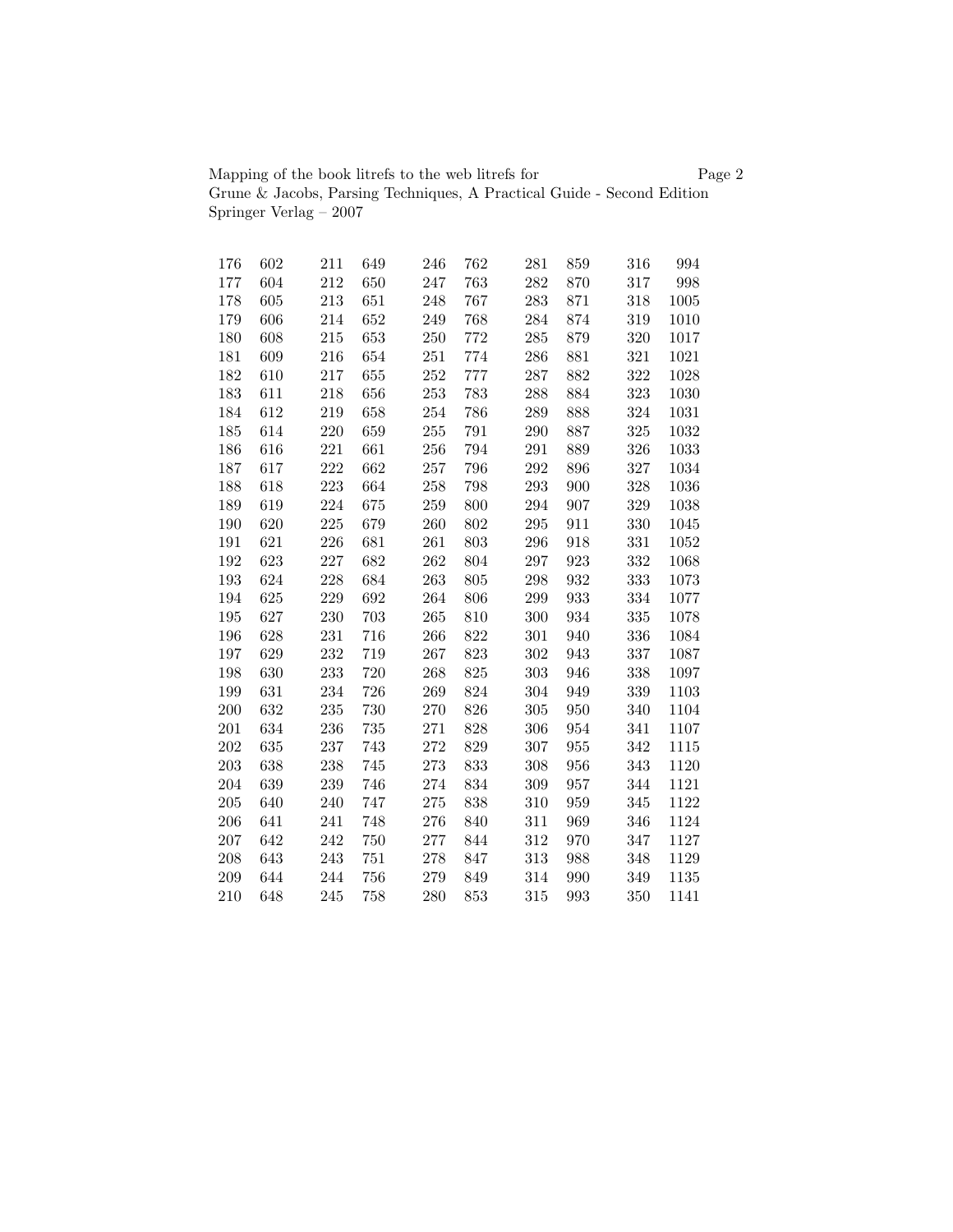| | | | | | | | | | |
|---|---|---|---|---|---|---|---|---|---|
| 176 | 602 | 211 | 649 | 246 | 762 | 281 | 859 | 316 | 994 |
| 177 | 604 | 212 | 650 | 247 | 763 | 282 | 870 | 317 | 998 |
| 178 | 605 | 213 | 651 | 248 | 767 | 283 | 871 | 318 | 1005 |
| 179 | 606 | 214 | 652 | 249 | 768 | 284 | 874 | 319 | 1010 |
| 180 | 608 | 215 | 653 | 250 | 772 | 285 | 879 | 320 | 1017 |
| 181 | 609 | 216 | 654 | 251 | 774 | 286 | 881 | 321 | 1021 |
| 182 | 610 | 217 | 655 | 252 | 777 | 287 | 882 | 322 | 1028 |
| 183 | 611 | 218 | 656 | 253 | 783 | 288 | 884 | 323 | 1030 |
| 184 | 612 | 219 | 658 | 254 | 786 | 289 | 888 | 324 | 1031 |
| 185 | 614 | 220 | 659 | 255 | 791 | 290 | 887 | 325 | 1032 |
| 186 | 616 | 221 | 661 | 256 | 794 | 291 | 889 | 326 | 1033 |
| 187 | 617 | 222 | 662 | 257 | 796 | 292 | 896 | 327 | 1034 |
| 188 | 618 | 223 | 664 | 258 | 798 | 293 | 900 | 328 | 1036 |
| 189 | 619 | 224 | 675 | 259 | 800 | 294 | 907 | 329 | 1038 |
| 190 | 620 | 225 | 679 | 260 | 802 | 295 | 911 | 330 | 1045 |
| 191 | 621 | 226 | 681 | 261 | 803 | 296 | 918 | 331 | 1052 |
| 192 | 623 | 227 | 682 | 262 | 804 | 297 | 923 | 332 | 1068 |
| 193 | 624 | 228 | 684 | 263 | 805 | 298 | 932 | 333 | 1073 |
| 194 | 625 | 229 | 692 | 264 | 806 | 299 | 933 | 334 | 1077 |
| 195 | 627 | 230 | 703 | 265 | 810 | 300 | 934 | 335 | 1078 |
| 196 | 628 | 231 | 716 | 266 | 822 | 301 | 940 | 336 | 1084 |
| 197 | 629 | 232 | 719 | 267 | 823 | 302 | 943 | 337 | 1087 |
| 198 | 630 | 233 | 720 | 268 | 825 | 303 | 946 | 338 | 1097 |
| 199 | 631 | 234 | 726 | 269 | 824 | 304 | 949 | 339 | 1103 |
| 200 | 632 | 235 | 730 | 270 | 826 | 305 | 950 | 340 | 1104 |
| 201 | 634 | 236 | 735 | 271 | 828 | 306 | 954 | 341 | 1107 |
| 202 | 635 | 237 | 743 | 272 | 829 | 307 | 955 | 342 | 1115 |
| 203 | 638 | 238 | 745 | 273 | 833 | 308 | 956 | 343 | 1120 |
| 204 | 639 | 239 | 746 | 274 | 834 | 309 | 957 | 344 | 1121 |
| 205 | 640 | 240 | 747 | 275 | 838 | 310 | 959 | 345 | 1122 |
| 206 | 641 | 241 | 748 | 276 | 840 | 311 | 969 | 346 | 1124 |
| 207 | 642 | 242 | 750 | 277 | 844 | 312 | 970 | 347 | 1127 |
| 208 | 643 | 243 | 751 | 278 | 847 | 313 | 988 | 348 | 1129 |
| 209 | 644 | 244 | 756 | 279 | 849 | 314 | 990 | 349 | 1135 |
| 210 | 648 | 245 | 758 | 280 | 853 | 315 | 993 | 350 | 1141 |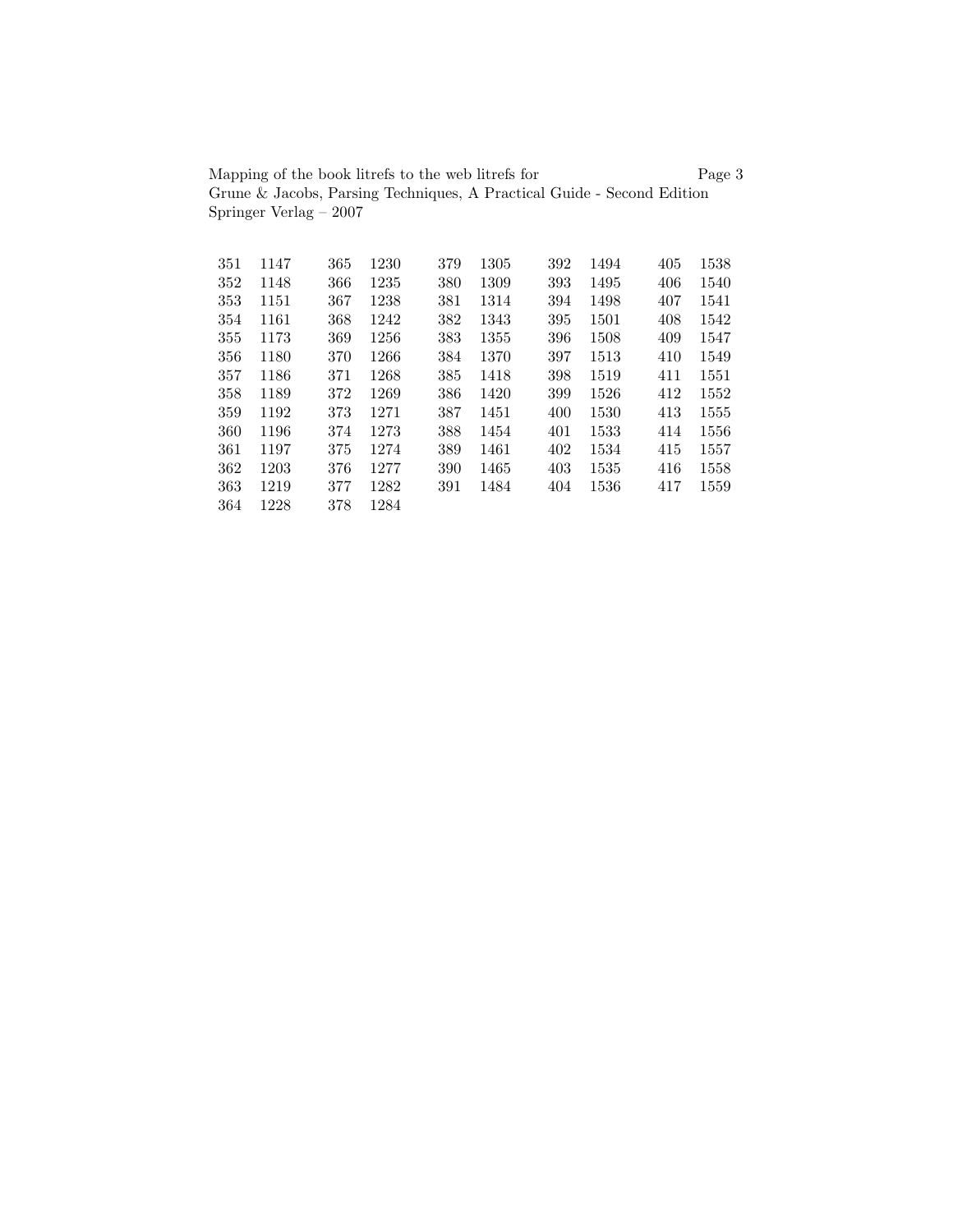| | | | | | | | | | |
|---|---|---|---|---|---|---|---|---|---|
| 351 | 1147 | 365 | 1230 | 379 | 1305 | 392 | 1494 | 405 | 1538 |
| 352 | 1148 | 366 | 1235 | 380 | 1309 | 393 | 1495 | 406 | 1540 |
| 353 | 1151 | 367 | 1238 | 381 | 1314 | 394 | 1498 | 407 | 1541 |
| 354 | 1161 | 368 | 1242 | 382 | 1343 | 395 | 1501 | 408 | 1542 |
| 355 | 1173 | 369 | 1256 | 383 | 1355 | 396 | 1508 | 409 | 1547 |
| 356 | 1180 | 370 | 1266 | 384 | 1370 | 397 | 1513 | 410 | 1549 |
| 357 | 1186 | 371 | 1268 | 385 | 1418 | 398 | 1519 | 411 | 1551 |
| 358 | 1189 | 372 | 1269 | 386 | 1420 | 399 | 1526 | 412 | 1552 |
| 359 | 1192 | 373 | 1271 | 387 | 1451 | 400 | 1530 | 413 | 1555 |
| 360 | 1196 | 374 | 1273 | 388 | 1454 | 401 | 1533 | 414 | 1556 |
| 361 | 1197 | 375 | 1274 | 389 | 1461 | 402 | 1534 | 415 | 1557 |
| 362 | 1203 | 376 | 1277 | 390 | 1465 | 403 | 1535 | 416 | 1558 |
| 363 | 1219 | 377 | 1282 | 391 | 1484 | 404 | 1536 | 417 | 1559 |
| 364 | 1228 | 378 | 1284 | | | | | | |